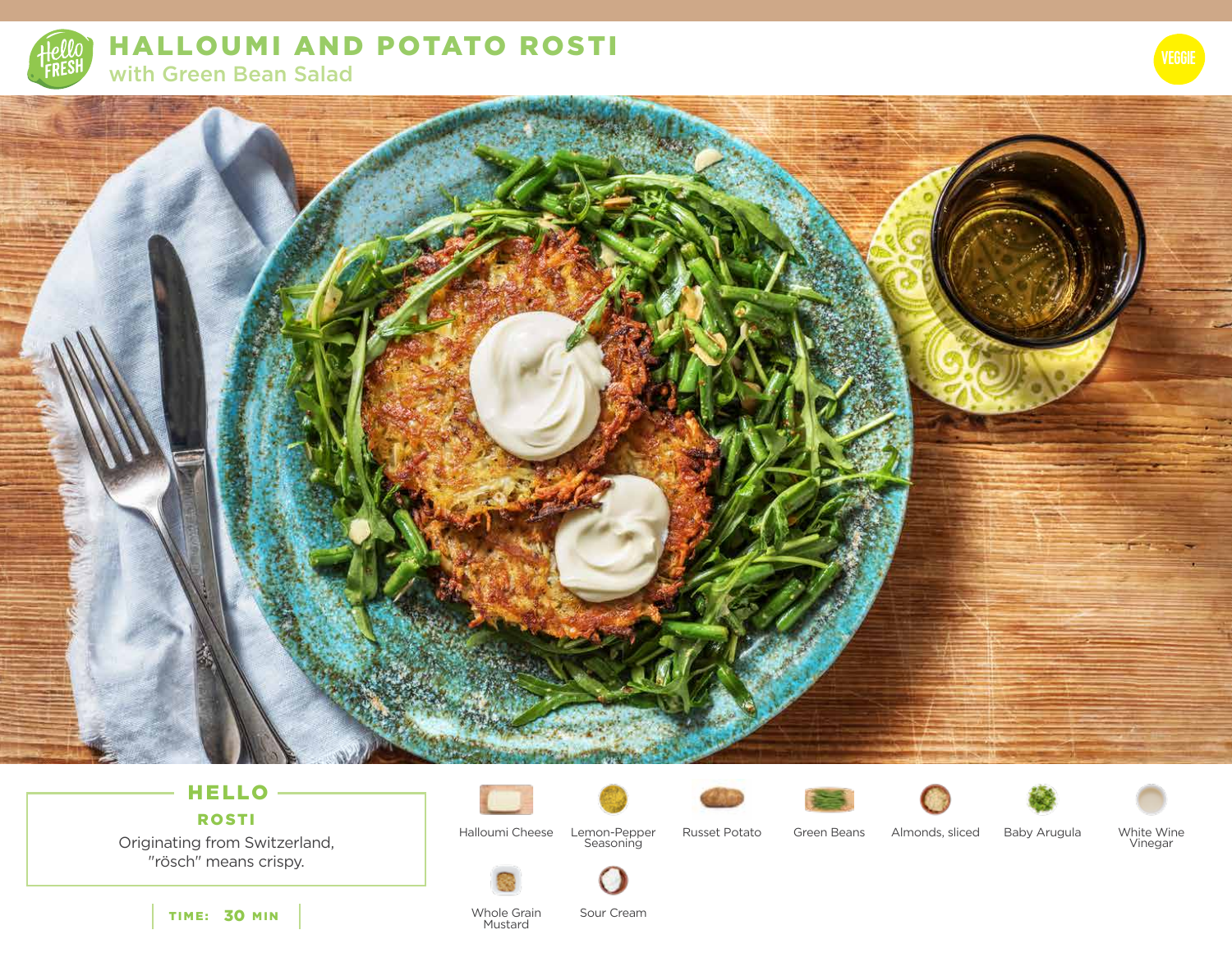# HALLOUMI AND POTATO ROSTI

## with Green Bean Salad

VEGGIE

### HELLO

**ROSTI**

Originating from Switzerland, "rösch" means crispy.

**TIME: 30 MIN**

- Halloumi Cheese
- Lemon-Pepper Seasoning
- Russet Potato
- Green Beans
- Almonds, sliced
- Baby Arugula
- White Wine Vinegar
- Whole Grain Mustard
- Sour Cream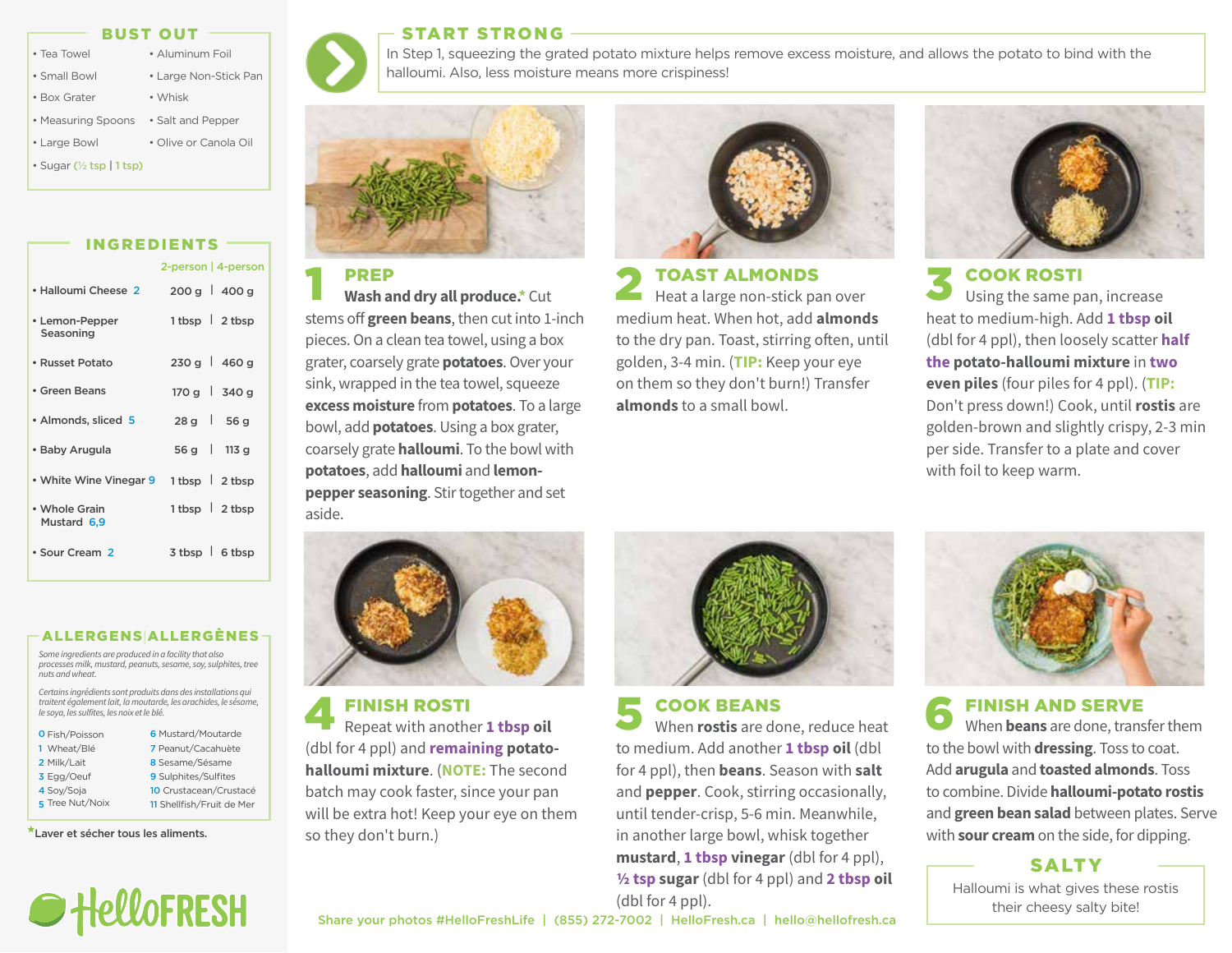## BUST OUT

- Tea Towel
- Small Bowl
- Box Grater
- Measuring Spoons
- Large Bowl
- Sugar (½ tsp | 1 tsp)
- Aluminum Foil
- Large Non-Stick Pan
- Whisk
- Salt and Pepper
- Olive or Canola Oil

## INGREDIENTS

| | 2-person | 4-person |
|---|---|---|
| Halloumi Cheese 2 | 200 g | 400 g |
| Lemon-Pepper Seasoning | 1 tbsp | 2 tbsp |
| Russet Potato | 230 g | 460 g |
| Green Beans | 170 g | 340 g |
| Almonds, sliced 5 | 28 g | 56 g |
| Baby Arugula | 56 g | 113 g |
| White Wine Vinegar 9 | 1 tbsp | 2 tbsp |
| Whole Grain Mustard 6,9 | 1 tbsp | 2 tbsp |
| Sour Cream 2 | 3 tbsp | 6 tbsp |

## ALLERGENS | ALLERGÈNES

*Some ingredients are produced in a facility that also processes milk, mustard, peanuts, sesame, soy, sulphites, tree nuts and wheat.*

*Certains ingrédients sont produits dans des installations qui traitent également lait, la moutarde, les arachides, le sésame, le soya, les sulfites, les noix et le blé.*

0 Fish/Poisson
1 Wheat/Blé
2 Milk/Lait
3 Egg/Oeuf
4 Soy/Soja
5 Tree Nut/Noix
6 Mustard/Moutarde
7 Peanut/Cacahuète
8 Sesame/Sésame
9 Sulphites/Sulfites
10 Crustacean/Crustacé
11 Shellfish/Fruit de Mer

*Laver et sécher tous les aliments.

HelloFRESH

## START STRONG

In Step 1, squeezing the grated potato mixture helps remove excess moisture, and allows the potato to bind with the halloumi. Also, less moisture means more crispiness!

## 1 PREP

**Wash and dry all produce.*** Cut stems off **green beans**, then cut into 1-inch pieces. On a clean tea towel, using a box grater, coarsely grate **potatoes**. Over your sink, wrapped in the tea towel, squeeze **excess moisture** from **potatoes**. To a large bowl, add **potatoes**. Using a box grater, coarsely grate **halloumi**. To the bowl with **potatoes**, add **halloumi** and **lemon-pepper seasoning**. Stir together and set aside.

## 2 TOAST ALMONDS

Heat a large non-stick pan over medium heat. When hot, add **almonds** to the dry pan. Toast, stirring often, until golden, 3-4 min. (**TIP:** Keep your eye on them so they don't burn!) Transfer **almonds** to a small bowl.

## 3 COOK ROSTI

Using the same pan, increase heat to medium-high. Add **1 tbsp oil** (dbl for 4 ppl), then loosely scatter **half the potato-halloumi mixture** in **two even piles** (four piles for 4 ppl). (**TIP:** Don't press down!) Cook, until **rostis** are golden-brown and slightly crispy, 2-3 min per side. Transfer to a plate and cover with foil to keep warm.

## 4 FINISH ROSTI

Repeat with another **1 tbsp oil** (dbl for 4 ppl) and **remaining potato-halloumi mixture**. (**NOTE:** The second batch may cook faster, since your pan will be extra hot! Keep your eye on them so they don't burn.)

## 5 COOK BEANS

When **rostis** are done, reduce heat to medium. Add another **1 tbsp oil** (dbl for 4 ppl), then **beans**. Season with **salt** and **pepper**. Cook, stirring occasionally, until tender-crisp, 5-6 min. Meanwhile, in another large bowl, whisk together **mustard**, **1 tbsp vinegar** (dbl for 4 ppl), **½ tsp sugar** (dbl for 4 ppl) and **2 tbsp oil** (dbl for 4 ppl).

## 6 FINISH AND SERVE

When **beans** are done, transfer them to the bowl with **dressing**. Toss to coat. Add **arugula** and **toasted almonds**. Toss to combine. Divide **halloumi-potato rostis** and **green bean salad** between plates. Serve with **sour cream** on the side, for dipping.

## SALTY

Halloumi is what gives these rostis their cheesy salty bite!

Share your photos #HelloFreshLife | (855) 272-7002 | HelloFresh.ca | hello@hellofresh.ca